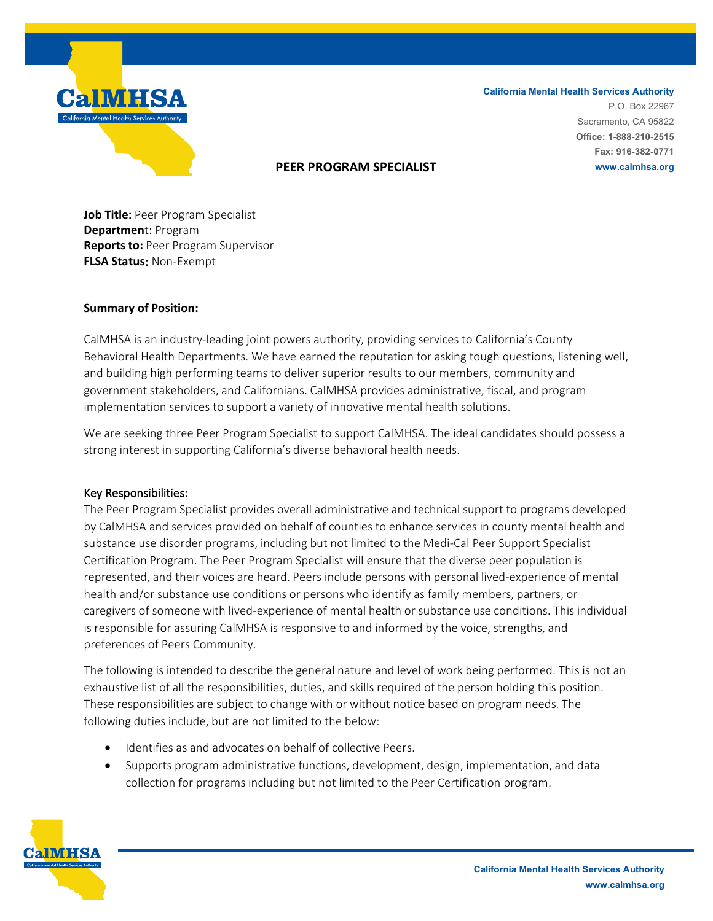California Mental Health Services Authority
P.O. Box 22967
Sacramento, CA 95822
**Office: 1-888-210-2515**
**Fax: 916-382-0771**
www.calmhsa.org

# PEER PROGRAM SPECIALIST

**Job Title:** Peer Program Specialist
**Department**: Program
**Reports to:** Peer Program Supervisor
**FLSA Status**: Non-Exempt

**Summary of Position:**

CalMHSA is an industry-leading joint powers authority, providing services to California's County Behavioral Health Departments. We have earned the reputation for asking tough questions, listening well, and building high performing teams to deliver superior results to our members, community and government stakeholders, and Californians. CalMHSA provides administrative, fiscal, and program implementation services to support a variety of innovative mental health solutions.

We are seeking three Peer Program Specialist to support CalMHSA. The ideal candidates should possess a strong interest in supporting California's diverse behavioral health needs.

Key Responsibilities:

The Peer Program Specialist provides overall administrative and technical support to programs developed by CalMHSA and services provided on behalf of counties to enhance services in county mental health and substance use disorder programs, including but not limited to the Medi-Cal Peer Support Specialist Certification Program. The Peer Program Specialist will ensure that the diverse peer population is represented, and their voices are heard. Peers include persons with personal lived-experience of mental health and/or substance use conditions or persons who identify as family members, partners, or caregivers of someone with lived-experience of mental health or substance use conditions. This individual is responsible for assuring CalMHSA is responsive to and informed by the voice, strengths, and preferences of Peers Community.

The following is intended to describe the general nature and level of work being performed. This is not an exhaustive list of all the responsibilities, duties, and skills required of the person holding this position. These responsibilities are subject to change with or without notice based on program needs. The following duties include, but are not limited to the below:

- Identifies as and advocates on behalf of collective Peers.
- Supports program administrative functions, development, design, implementation, and data collection for programs including but not limited to the Peer Certification program.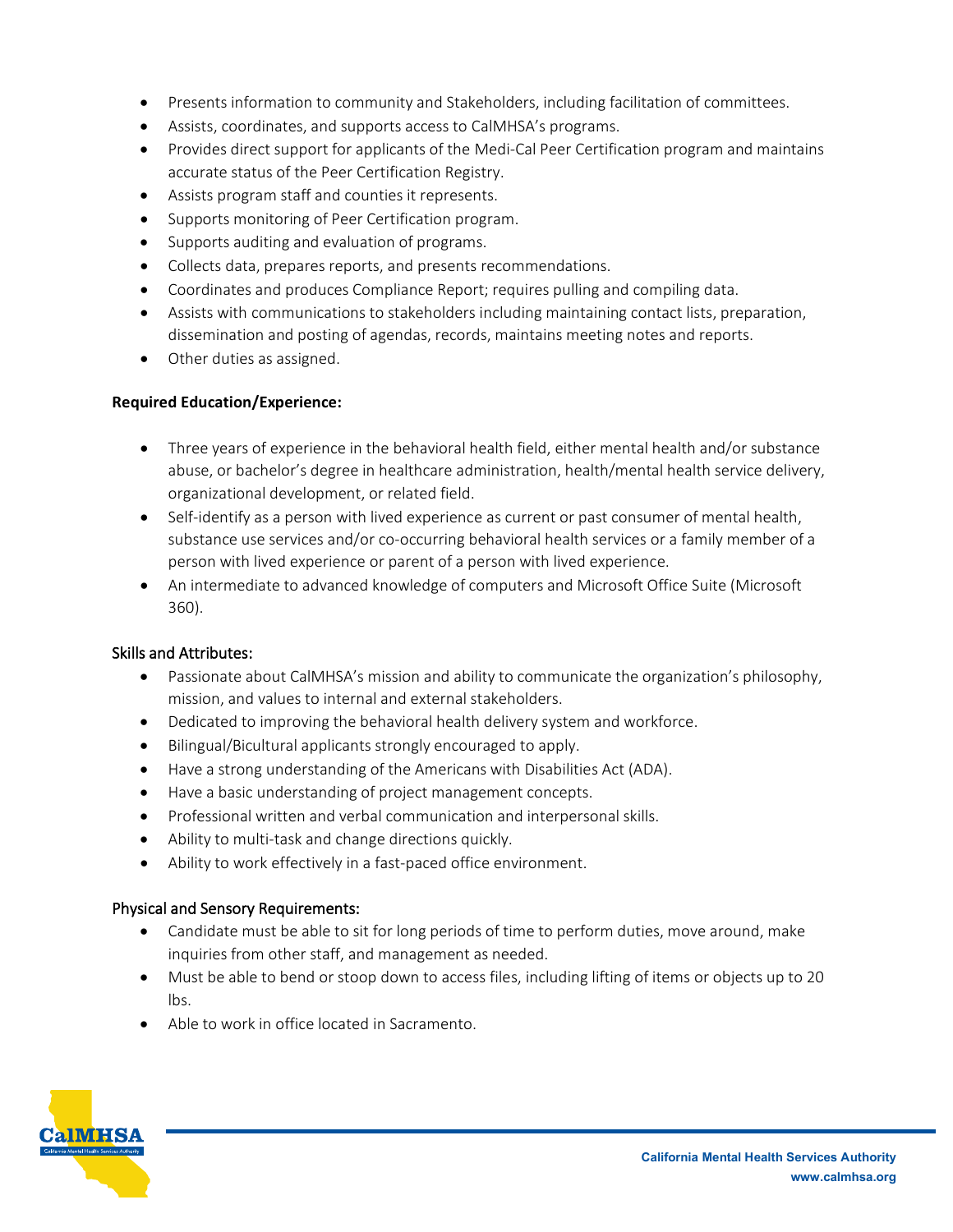- Presents information to community and Stakeholders, including facilitation of committees.
- Assists, coordinates, and supports access to CalMHSA's programs.
- Provides direct support for applicants of the Medi-Cal Peer Certification program and maintains accurate status of the Peer Certification Registry.
- Assists program staff and counties it represents.
- Supports monitoring of Peer Certification program.
- Supports auditing and evaluation of programs.
- Collects data, prepares reports, and presents recommendations.
- Coordinates and produces Compliance Report; requires pulling and compiling data.
- Assists with communications to stakeholders including maintaining contact lists, preparation, dissemination and posting of agendas, records, maintains meeting notes and reports.
- Other duties as assigned.

**Required Education/Experience:**

- Three years of experience in the behavioral health field, either mental health and/or substance abuse, or bachelor's degree in healthcare administration, health/mental health service delivery, organizational development, or related field.
- Self-identify as a person with lived experience as current or past consumer of mental health, substance use services and/or co-occurring behavioral health services or a family member of a person with lived experience or parent of a person with lived experience.
- An intermediate to advanced knowledge of computers and Microsoft Office Suite (Microsoft 360).

Skills and Attributes:

- Passionate about CalMHSA's mission and ability to communicate the organization's philosophy, mission, and values to internal and external stakeholders.
- Dedicated to improving the behavioral health delivery system and workforce.
- Bilingual/Bicultural applicants strongly encouraged to apply.
- Have a strong understanding of the Americans with Disabilities Act (ADA).
- Have a basic understanding of project management concepts.
- Professional written and verbal communication and interpersonal skills.
- Ability to multi-task and change directions quickly.
- Ability to work effectively in a fast-paced office environment.

Physical and Sensory Requirements:

- Candidate must be able to sit for long periods of time to perform duties, move around, make inquiries from other staff, and management as needed.
- Must be able to bend or stoop down to access files, including lifting of items or objects up to 20 lbs.
- Able to work in office located in Sacramento.